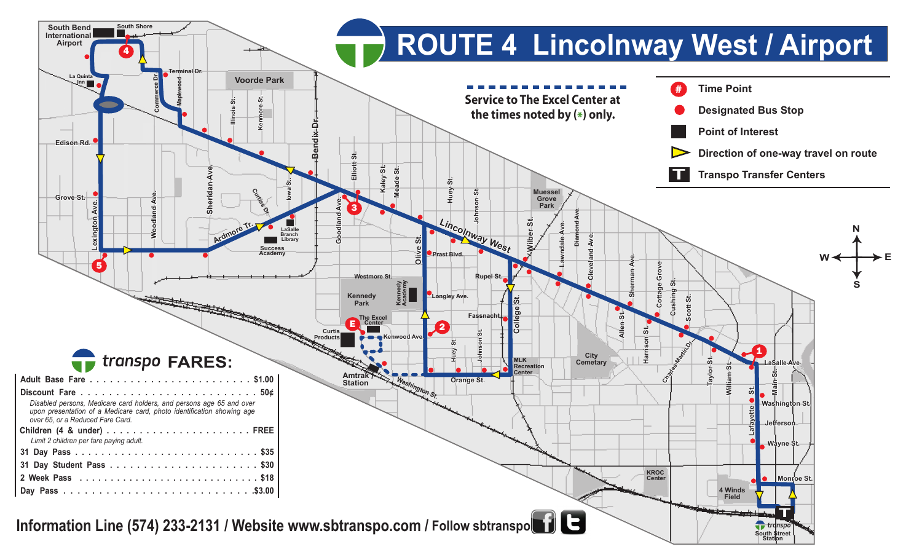# ROUTE 4 Lincolnway West / Airport

**Service to The Excel Center at the times noted by (*) only.**

- Time Point
- Designated Bus Stop
- Point of Interest
- Direction of one-way travel on route
- Transpo Transfer Centers

## transpo FARES:

| Fare | Price |
|---|---|
| Adult Base Fare | $1.00 |
| Discount Fare | 50¢ |
| *Disabled persons, Medicare card holders, and persons age 65 and over upon presentation of a Medicare card, photo identification showing age over 65, or a Reduced Fare Card.* | |
| Children (4 & under) | FREE |
| *Limit 2 children per fare paying adult.* | |
| 31 Day Pass | $35 |
| 31 Day Student Pass | $30 |
| 2 Week Pass | $18 |
| Day Pass | $3.00 |

**Information Line (574) 233-2131 / Website www.sbtranspo.com / Follow sbtranspo**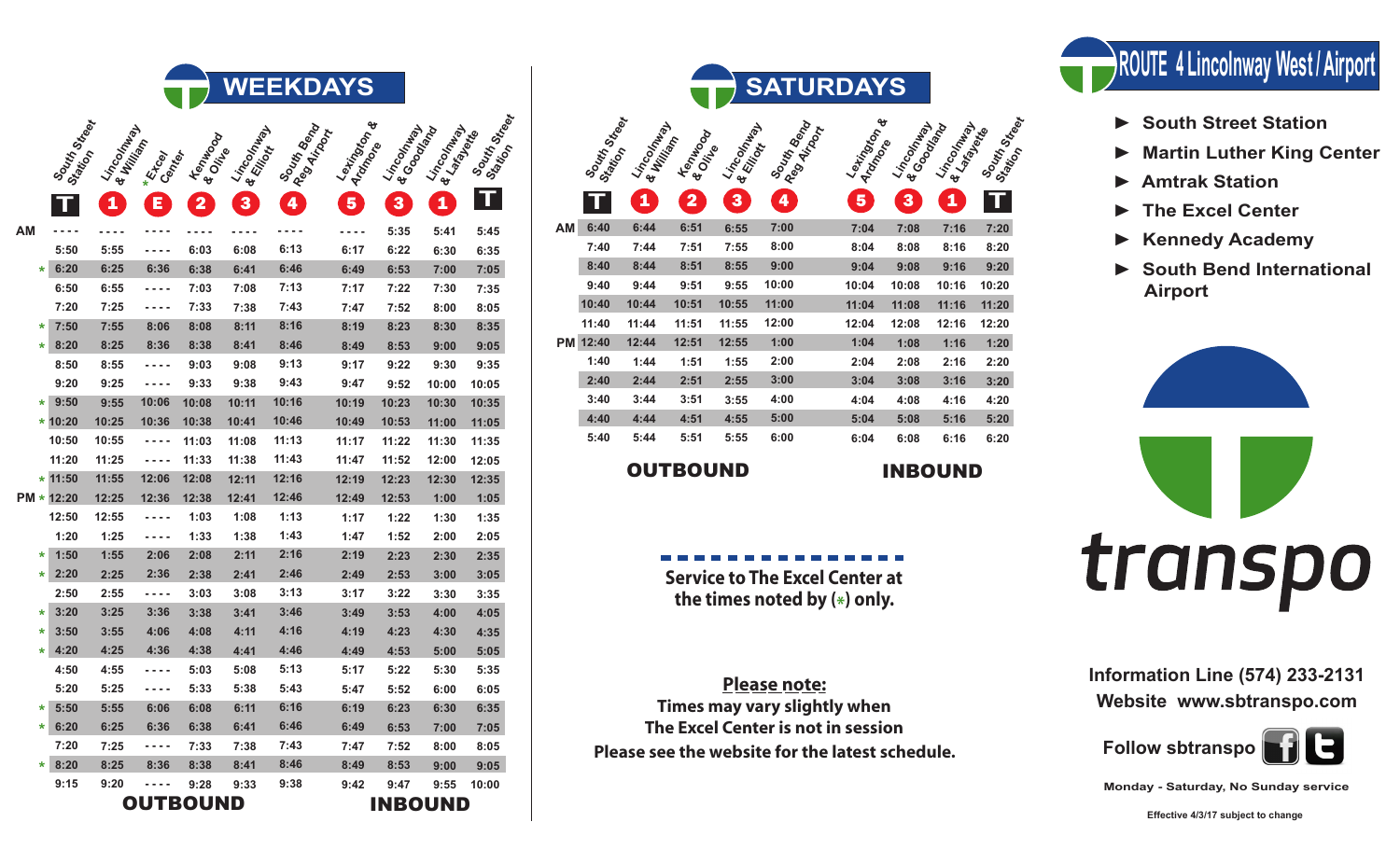# ROUTE 4 Lincolnway West / Airport

- South Street Station
- Martin Luther King Center
- Amtrak Station
- The Excel Center
- Kennedy Academy
- South Bend International Airport

## WEEKDAYS

| | South Street Station (T) | Lincolnway & William (1) | *Excel Center (E) | Kenwood & Olive (2) | Lincolnway & Elliott (3) | South Bend Reg Airport (4) | Lexington & Ardmore (5) | Lincolnway & Goodland (3) | Lincolnway & Lafayette (1) | South Street Station (T) |
|---|---|---|---|---|---|---|---|---|---|---|
| AM | ---- | ---- | ---- | ---- | ---- | ---- | ---- | 5:35 | 5:41 | 5:45 |
| | 5:50 | 5:55 | ---- | 6:03 | 6:08 | 6:13 | 6:17 | 6:22 | 6:30 | 6:35 |
| * | 6:20 | 6:25 | 6:36 | 6:38 | 6:41 | 6:46 | 6:49 | 6:53 | 7:00 | 7:05 |
| | 6:50 | 6:55 | ---- | 7:03 | 7:08 | 7:13 | 7:17 | 7:22 | 7:30 | 7:35 |
| | 7:20 | 7:25 | ---- | 7:33 | 7:38 | 7:43 | 7:47 | 7:52 | 8:00 | 8:05 |
| * | 7:50 | 7:55 | 8:06 | 8:08 | 8:11 | 8:16 | 8:19 | 8:23 | 8:30 | 8:35 |
| * | 8:20 | 8:25 | 8:36 | 8:38 | 8:41 | 8:46 | 8:49 | 8:53 | 9:00 | 9:05 |
| | 8:50 | 8:55 | ---- | 9:03 | 9:08 | 9:13 | 9:17 | 9:22 | 9:30 | 9:35 |
| | 9:20 | 9:25 | ---- | 9:33 | 9:38 | 9:43 | 9:47 | 9:52 | 10:00 | 10:05 |
| * | 9:50 | 9:55 | 10:06 | 10:08 | 10:11 | 10:16 | 10:19 | 10:23 | 10:30 | 10:35 |
| * | 10:20 | 10:25 | 10:36 | 10:38 | 10:41 | 10:46 | 10:49 | 10:53 | 11:00 | 11:05 |
| | 10:50 | 10:55 | ---- | 11:03 | 11:08 | 11:13 | 11:17 | 11:22 | 11:30 | 11:35 |
| | 11:20 | 11:25 | ---- | 11:33 | 11:38 | 11:43 | 11:47 | 11:52 | 12:00 | 12:05 |
| * | 11:50 | 11:55 | 12:06 | 12:08 | 12:11 | 12:16 | 12:19 | 12:23 | 12:30 | 12:35 |
| PM * | 12:20 | 12:25 | 12:36 | 12:38 | 12:41 | 12:46 | 12:49 | 12:53 | 1:00 | 1:05 |
| | 12:50 | 12:55 | ---- | 1:03 | 1:08 | 1:13 | 1:17 | 1:22 | 1:30 | 1:35 |
| | 1:20 | 1:25 | ---- | 1:33 | 1:38 | 1:43 | 1:47 | 1:52 | 2:00 | 2:05 |
| * | 1:50 | 1:55 | 2:06 | 2:08 | 2:11 | 2:16 | 2:19 | 2:23 | 2:30 | 2:35 |
| * | 2:20 | 2:25 | 2:36 | 2:38 | 2:41 | 2:46 | 2:49 | 2:53 | 3:00 | 3:05 |
| | 2:50 | 2:55 | ---- | 3:03 | 3:08 | 3:13 | 3:17 | 3:22 | 3:30 | 3:35 |
| * | 3:20 | 3:25 | 3:36 | 3:38 | 3:41 | 3:46 | 3:49 | 3:53 | 4:00 | 4:05 |
| * | 3:50 | 3:55 | 4:06 | 4:08 | 4:11 | 4:16 | 4:19 | 4:23 | 4:30 | 4:35 |
| * | 4:20 | 4:25 | 4:36 | 4:38 | 4:41 | 4:46 | 4:49 | 4:53 | 5:00 | 5:05 |
| | 4:50 | 4:55 | ---- | 5:03 | 5:08 | 5:13 | 5:17 | 5:22 | 5:30 | 5:35 |
| | 5:20 | 5:25 | ---- | 5:33 | 5:38 | 5:43 | 5:47 | 5:52 | 6:00 | 6:05 |
| * | 5:50 | 5:55 | 6:06 | 6:08 | 6:11 | 6:16 | 6:19 | 6:23 | 6:30 | 6:35 |
| * | 6:20 | 6:25 | 6:36 | 6:38 | 6:41 | 6:46 | 6:49 | 6:53 | 7:00 | 7:05 |
| | 7:20 | 7:25 | ---- | 7:33 | 7:38 | 7:43 | 7:47 | 7:52 | 8:00 | 8:05 |
| * | 8:20 | 8:25 | 8:36 | 8:38 | 8:41 | 8:46 | 8:49 | 8:53 | 9:00 | 9:05 |
| | 9:15 | 9:20 | ---- | 9:28 | 9:33 | 9:38 | 9:42 | 9:47 | 9:55 | 10:00 |

**OUTBOUND** / **INBOUND**

## SATURDAYS

| | South Street Station (T) | Lincolnway & William (1) | Kenwood & Olive (2) | Lincolnway & Elliott (3) | South Bend Reg Airport (4) | Lexington & Ardmore (5) | Lincolnway & Goodland (3) | Lincolnway & Lafayette (1) | South Street Station (T) |
|---|---|---|---|---|---|---|---|---|---|
| AM | 6:40 | 6:44 | 6:51 | 6:55 | 7:00 | 7:04 | 7:08 | 7:16 | 7:20 |
| | 7:40 | 7:44 | 7:51 | 7:55 | 8:00 | 8:04 | 8:08 | 8:16 | 8:20 |
| | 8:40 | 8:44 | 8:51 | 8:55 | 9:00 | 9:04 | 9:08 | 9:16 | 9:20 |
| | 9:40 | 9:44 | 9:51 | 9:55 | 10:00 | 10:04 | 10:08 | 10:16 | 10:20 |
| | 10:40 | 10:44 | 10:51 | 10:55 | 11:00 | 11:04 | 11:08 | 11:16 | 11:20 |
| | 11:40 | 11:44 | 11:51 | 11:55 | 12:00 | 12:04 | 12:08 | 12:16 | 12:20 |
| PM | 12:40 | 12:44 | 12:51 | 12:55 | 1:00 | 1:04 | 1:08 | 1:16 | 1:20 |
| | 1:40 | 1:44 | 1:51 | 1:55 | 2:00 | 2:04 | 2:08 | 2:16 | 2:20 |
| | 2:40 | 2:44 | 2:51 | 2:55 | 3:00 | 3:04 | 3:08 | 3:16 | 3:20 |
| | 3:40 | 3:44 | 3:51 | 3:55 | 4:00 | 4:04 | 4:08 | 4:16 | 4:20 |
| | 4:40 | 4:44 | 4:51 | 4:55 | 5:00 | 5:04 | 5:08 | 5:16 | 5:20 |
| | 5:40 | 5:44 | 5:51 | 5:55 | 6:00 | 6:04 | 6:08 | 6:16 | 6:20 |

**OUTBOUND** / **INBOUND**

**Service to The Excel Center at the times noted by (*) only.**

**Please note:**
**Times may vary slightly when The Excel Center is not in session**
**Please see the website for the latest schedule.**

transpo

**Information Line (574) 233-2131**
**Website www.sbtranspo.com**

**Follow sbtranspo**

**Monday - Saturday, No Sunday service**

**Effective 4/3/17 subject to change**